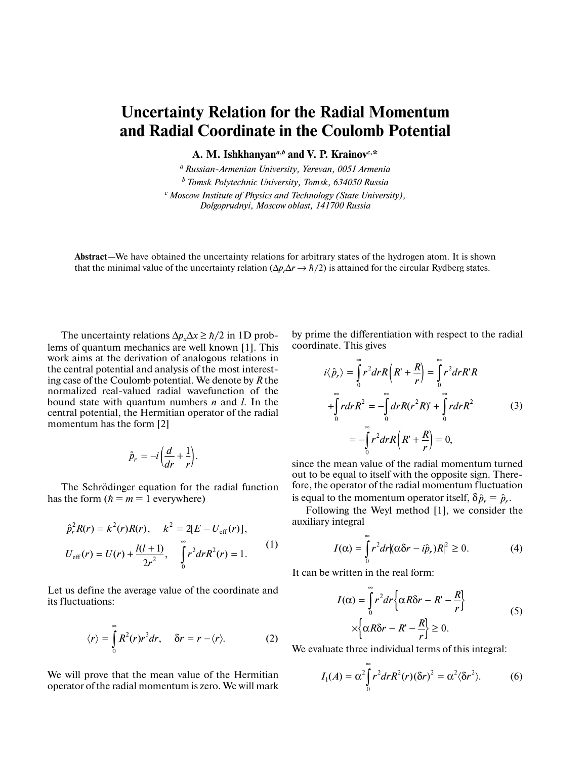# Uncertainty Relation for the Radial Momentum and Radial Coordinate in the Coulomb Potential

**A. M. Ishkhanyan[a,b] and V. P. Krainov[c,*]**

[a] *Russian-Armenian University, Yerevan, 0051 Armenia*

[b] *Tomsk Polytechnic University, Tomsk, 634050 Russia*

[c] *Moscow Institute of Physics and Technology (State University), Dolgoprudnyi, Moscow oblast, 141700 Russia*

**Abstract**—We have obtained the uncertainty relations for arbitrary states of the hydrogen atom. It is shown that the minimal value of the uncertainty relation ($\Delta p_r \Delta r \to \hbar/2$) is attained for the circular Rydberg states.

The uncertainty relations $\Delta p_x \Delta x \geq \hbar/2$ in 1D problems of quantum mechanics are well known [1]. This work aims at the derivation of analogous relations in the central potential and analysis of the most interesting case of the Coulomb potential. We denote by $R$ the normalized real-valued radial wavefunction of the bound state with quantum numbers $n$ and $l$. In the central potential, the Hermitian operator of the radial momentum has the form [2]

$$\hat{p}_r = -i\left(\frac{d}{dr} + \frac{1}{r}\right).$$

The Schrödinger equation for the radial function has the form ($\hbar = m = 1$ everywhere)

$$\hat{p}_r^2 R(r) = k^2(r)R(r), \quad k^2 = 2[E - U_{\text{eff}}(r)],$$
$$U_{\text{eff}}(r) = U(r) + \frac{l(l+1)}{2r^2}, \quad \int_0^\infty r^2 dr R^2(r) = 1. \tag{1}$$

Let us define the average value of the coordinate and its fluctuations:

$$\langle r \rangle = \int_0^\infty R^2(r) r^3 dr, \quad \delta r = r - \langle r \rangle. \tag{2}$$

We will prove that the mean value of the Hermitian operator of the radial momentum is zero. We will mark by prime the differentiation with respect to the radial coordinate. This gives

$$i\langle \hat{p}_r \rangle = \int_0^\infty r^2 dr R\left(R' + \frac{R}{r}\right) = \int_0^\infty r^2 dr R' R$$
$$+ \int_0^\infty r dr R^2 = -\int_0^\infty dr R (r^2 R)' + \int_0^\infty r dr R^2 \tag{3}$$
$$= -\int_0^\infty r^2 dr R\left(R' + \frac{R}{r}\right) = 0,$$

since the mean value of the radial momentum turned out to be equal to itself with the opposite sign. Therefore, the operator of the radial momentum fluctuation is equal to the momentum operator itself, $\delta\hat{p}_r = \hat{p}_r$.

Following the Weyl method [1], we consider the auxiliary integral

$$I(\alpha) = \int_0^\infty r^2 dr |(\alpha\delta r - i\hat{p}_r)R|^2 \geq 0. \tag{4}$$

It can be written in the real form:

$$I(\alpha) = \int_0^\infty r^2 dr \left\{\alpha R \delta r - R' - \frac{R}{r}\right\}$$
$$\times \left\{\alpha R \delta r - R' - \frac{R}{r}\right\} \geq 0. \tag{5}$$

We evaluate three individual terms of this integral:

$$I_1(A) = \alpha^2 \int_0^\infty r^2 dr R^2(r)(\delta r)^2 = \alpha^2 \langle \delta r^2 \rangle. \tag{6}$$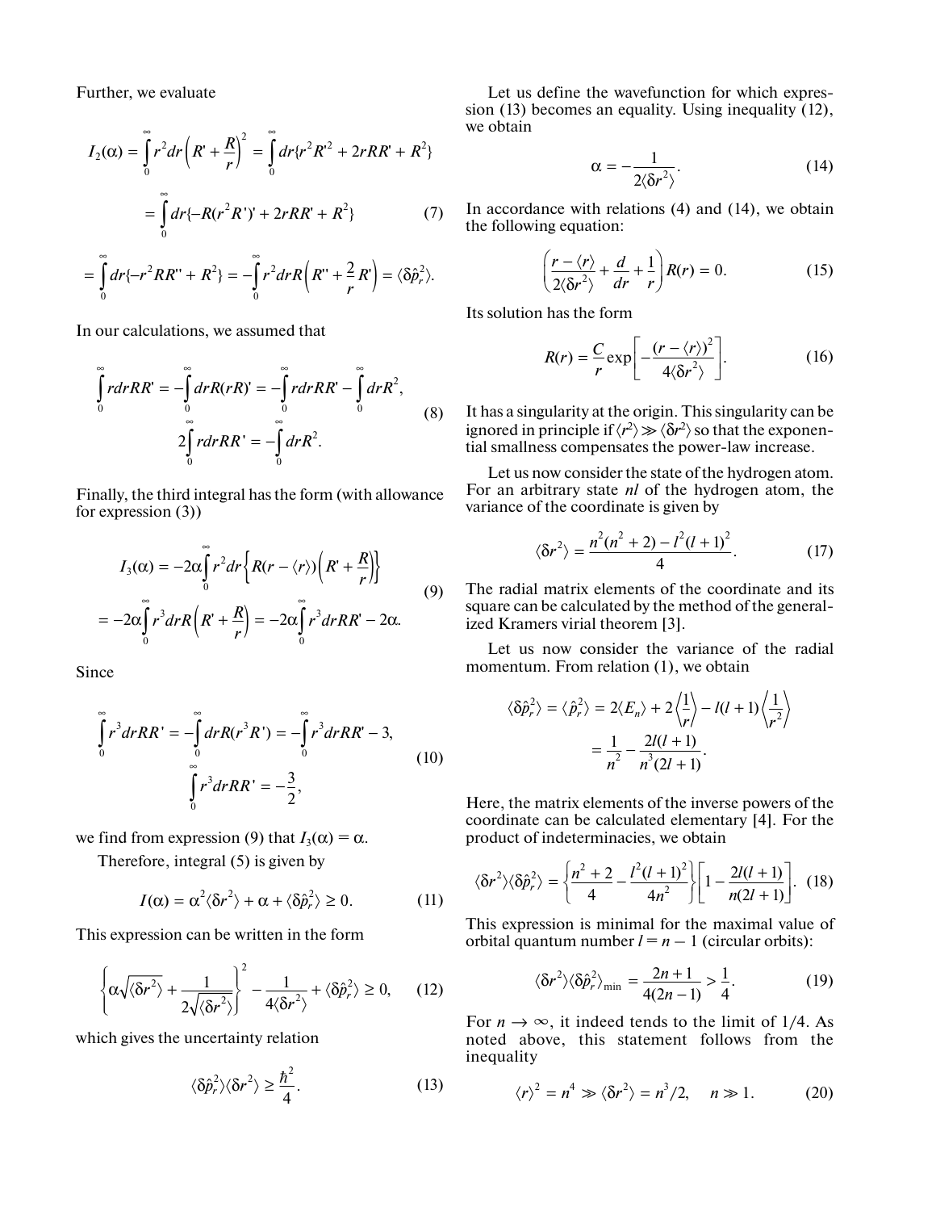Further, we evaluate

$$I_2(\alpha) = \int_0^\infty r^2 dr \left(R' + \frac{R}{r}\right)^2 = \int_0^\infty dr\{r^2 R'^2 + 2rRR' + R^2\}$$

$$= \int_0^\infty dr\{-R(r^2 R')' + 2rRR' + R^2\} \tag{7}$$

$$= \int_0^\infty dr\{-r^2 RR'' + R^2\} = -\int_0^\infty r^2 dr R\left(R'' + \frac{2}{r}R'\right) = \langle \delta \hat{p}_r^2 \rangle.$$

In our calculations, we assumed that

$$\int_0^\infty r dr RR' = -\int_0^\infty dr R(rR)' = -\int_0^\infty r dr RR' - \int_0^\infty dr R^2,$$
$$2\int_0^\infty r dr RR' = -\int_0^\infty dr R^2. \tag{8}$$

Finally, the third integral has the form (with allowance for expression (3))

$$I_3(\alpha) = -2\alpha \int_0^\infty r^2 dr \left\{ R(r - \langle r \rangle)\left(R' + \frac{R}{r}\right)\right\}$$
$$= -2\alpha \int_0^\infty r^3 dr R\left(R' + \frac{R}{r}\right) = -2\alpha \int_0^\infty r^3 dr RR' - 2\alpha. \tag{9}$$

Since

$$\int_0^\infty r^3 dr RR' = -\int_0^\infty dr R(r^3 R') = -\int_0^\infty r^3 dr RR' - 3,$$
$$\int_0^\infty r^3 dr RR' = -\frac{3}{2}, \tag{10}$$

we find from expression (9) that $I_3(\alpha) = \alpha$.

Therefore, integral (5) is given by

$$I(\alpha) = \alpha^2 \langle \delta r^2 \rangle + \alpha + \langle \delta \hat{p}_r^2 \rangle \geq 0. \tag{11}$$

This expression can be written in the form

$$\left\{\alpha\sqrt{\langle \delta r^2 \rangle} + \frac{1}{2\sqrt{\langle \delta r^2 \rangle}}\right\}^2 - \frac{1}{4\langle \delta r^2 \rangle} + \langle \delta \hat{p}_r^2 \rangle \geq 0, \tag{12}$$

which gives the uncertainty relation

$$\langle \delta \hat{p}_r^2 \rangle \langle \delta r^2 \rangle \geq \frac{\hbar^2}{4}. \tag{13}$$

Let us define the wavefunction for which expression (13) becomes an equality. Using inequality (12), we obtain

$$\alpha = -\frac{1}{2\langle \delta r^2 \rangle}. \tag{14}$$

In accordance with relations (4) and (14), we obtain the following equation:

$$\left(\frac{r - \langle r \rangle}{2\langle \delta r^2 \rangle} + \frac{d}{dr} + \frac{1}{r}\right) R(r) = 0. \tag{15}$$

Its solution has the form

$$R(r) = \frac{C}{r}\exp\left[-\frac{(r - \langle r \rangle)^2}{4\langle \delta r^2 \rangle}\right]. \tag{16}$$

It has a singularity at the origin. This singularity can be ignored in principle if $\langle r^2 \rangle \gg \langle \delta r^2 \rangle$ so that the exponential smallness compensates the power-law increase.

Let us now consider the state of the hydrogen atom. For an arbitrary state $nl$ of the hydrogen atom, the variance of the coordinate is given by

$$\langle \delta r^2 \rangle = \frac{n^2(n^2 + 2) - l^2(l + 1)^2}{4}. \tag{17}$$

The radial matrix elements of the coordinate and its square can be calculated by the method of the generalized Kramers virial theorem [3].

Let us now consider the variance of the radial momentum. From relation (1), we obtain

$$\langle \delta \hat{p}_r^2 \rangle = \langle \hat{p}_r^2 \rangle = 2\langle E_n \rangle + 2\left\langle \frac{1}{r} \right\rangle - l(l + 1)\left\langle \frac{1}{r^2} \right\rangle$$
$$= \frac{1}{n^2} - \frac{2l(l + 1)}{n^3(2l + 1)}.$$

Here, the matrix elements of the inverse powers of the coordinate can be calculated elementary [4]. For the product of indeterminacies, we obtain

$$\langle \delta r^2 \rangle \langle \delta \hat{p}_r^2 \rangle = \left\{\frac{n^2 + 2}{4} - \frac{l^2(l + 1)^2}{4n^2}\right\}\left[1 - \frac{2l(l + 1)}{n(2l + 1)}\right]. \tag{18}$$

This expression is minimal for the maximal value of orbital quantum number $l = n - 1$ (circular orbits):

$$\langle \delta r^2 \rangle \langle \delta \hat{p}_r^2 \rangle_{\min} = \frac{2n + 1}{4(2n - 1)} > \frac{1}{4}. \tag{19}$$

For $n \to \infty$, it indeed tends to the limit of 1/4. As noted above, this statement follows from the inequality

$$\langle r \rangle^2 = n^4 \gg \langle \delta r^2 \rangle = n^3/2, \quad n \gg 1. \tag{20}$$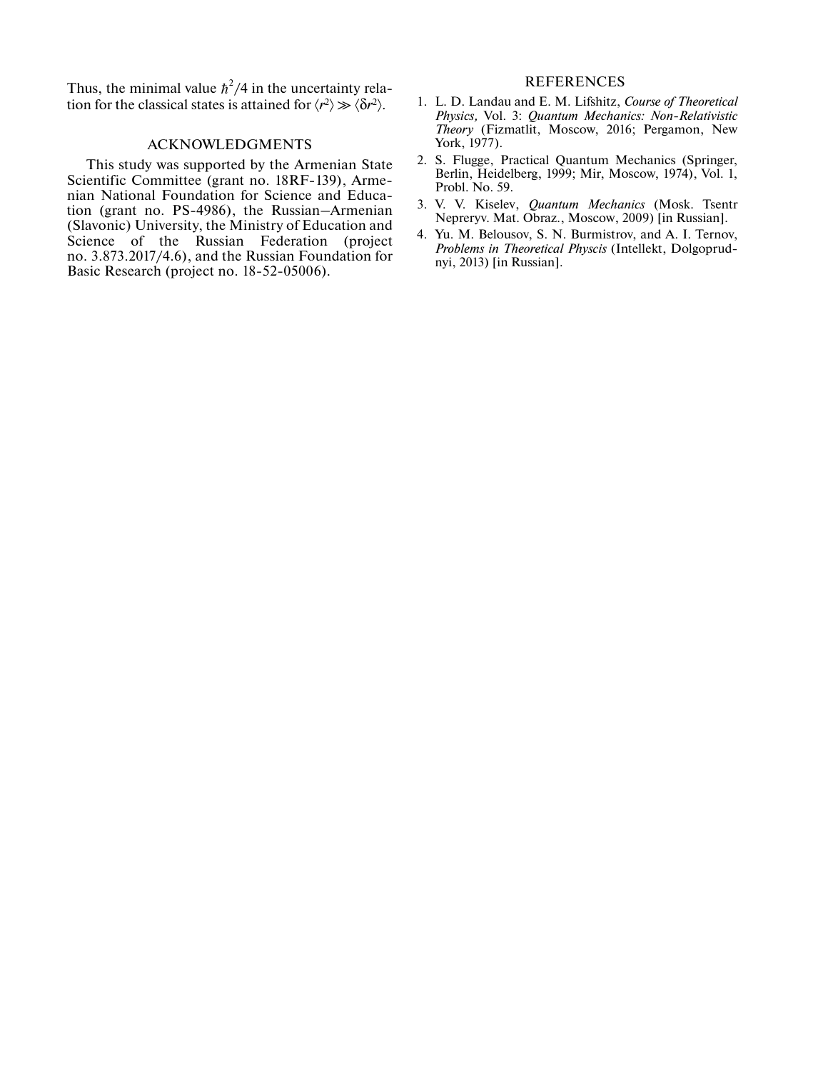Thus, the minimal value $\hbar^2/4$ in the uncertainty relation for the classical states is attained for $\langle r^2 \rangle \gg \langle \delta r^2 \rangle$.

## ACKNOWLEDGMENTS

This study was supported by the Armenian State Scientific Committee (grant no. 18RF-139), Armenian National Foundation for Science and Education (grant no. PS-4986), the Russian–Armenian (Slavonic) University, the Ministry of Education and Science of the Russian Federation (project no. 3.873.2017/4.6), and the Russian Foundation for Basic Research (project no. 18-52-05006).

## REFERENCES

1. L. D. Landau and E. M. Lifshitz, *Course of Theoretical Physics,* Vol. 3: *Quantum Mechanics: Non-Relativistic Theory* (Fizmatlit, Moscow, 2016; Pergamon, New York, 1977).
2. S. Flugge, Practical Quantum Mechanics (Springer, Berlin, Heidelberg, 1999; Mir, Moscow, 1974), Vol. 1, Probl. No. 59.
3. V. V. Kiselev, *Quantum Mechanics* (Mosk. Tsentr Nepreryv. Mat. Obraz., Moscow, 2009) [in Russian].
4. Yu. M. Belousov, S. N. Burmistrov, and A. I. Ternov, *Problems in Theoretical Physcis* (Intellekt, Dolgoprudnyi, 2013) [in Russian].